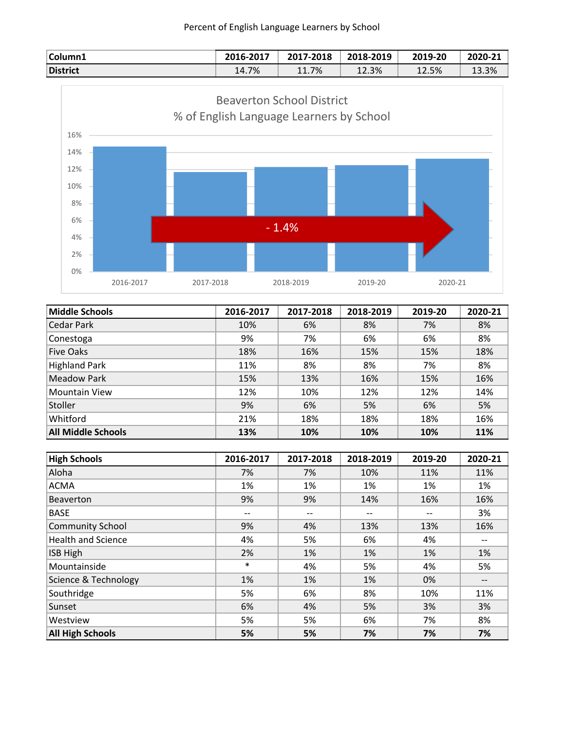Percent of English Language Learners by School

| Column1 | 2016-2017 | 2017-2018 | 2018-2019 | 2019-20 | 2020-21 |
|---|---|---|---|---|---|
| **District** | 14.7% | 11.7% | 12.3% | 12.5% | 13.3% |

Beaverton School District
% of English Language Learners by School

16%
14%
12%
10%
8%
6%
4%
2%
0%

- 1.4%

2016-2017 2017-2018 2018-2019 2019-20 2020-21

| Middle Schools | 2016-2017 | 2017-2018 | 2018-2019 | 2019-20 | 2020-21 |
|---|---|---|---|---|---|
| Cedar Park | 10% | 6% | 8% | 7% | 8% |
| Conestoga | 9% | 7% | 6% | 6% | 8% |
| Five Oaks | 18% | 16% | 15% | 15% | 18% |
| Highland Park | 11% | 8% | 8% | 7% | 8% |
| Meadow Park | 15% | 13% | 16% | 15% | 16% |
| Mountain View | 12% | 10% | 12% | 12% | 14% |
| Stoller | 9% | 6% | 5% | 6% | 5% |
| Whitford | 21% | 18% | 18% | 18% | 16% |
| **All Middle Schools** | **13%** | **10%** | **10%** | **10%** | **11%** |

| High Schools | 2016-2017 | 2017-2018 | 2018-2019 | 2019-20 | 2020-21 |
|---|---|---|---|---|---|
| Aloha | 7% | 7% | 10% | 11% | 11% |
| ACMA | 1% | 1% | 1% | 1% | 1% |
| Beaverton | 9% | 9% | 14% | 16% | 16% |
| BASE | -- | -- | -- | -- | 3% |
| Community School | 9% | 4% | 13% | 13% | 16% |
| Health and Science | 4% | 5% | 6% | 4% | -- |
| ISB High | 2% | 1% | 1% | 1% | 1% |
| Mountainside | * | 4% | 5% | 4% | 5% |
| Science & Technology | 1% | 1% | 1% | 0% | -- |
| Southridge | 5% | 6% | 8% | 10% | 11% |
| Sunset | 6% | 4% | 5% | 3% | 3% |
| Westview | 5% | 5% | 6% | 7% | 8% |
| **All High Schools** | **5%** | **5%** | **7%** | **7%** | **7%** |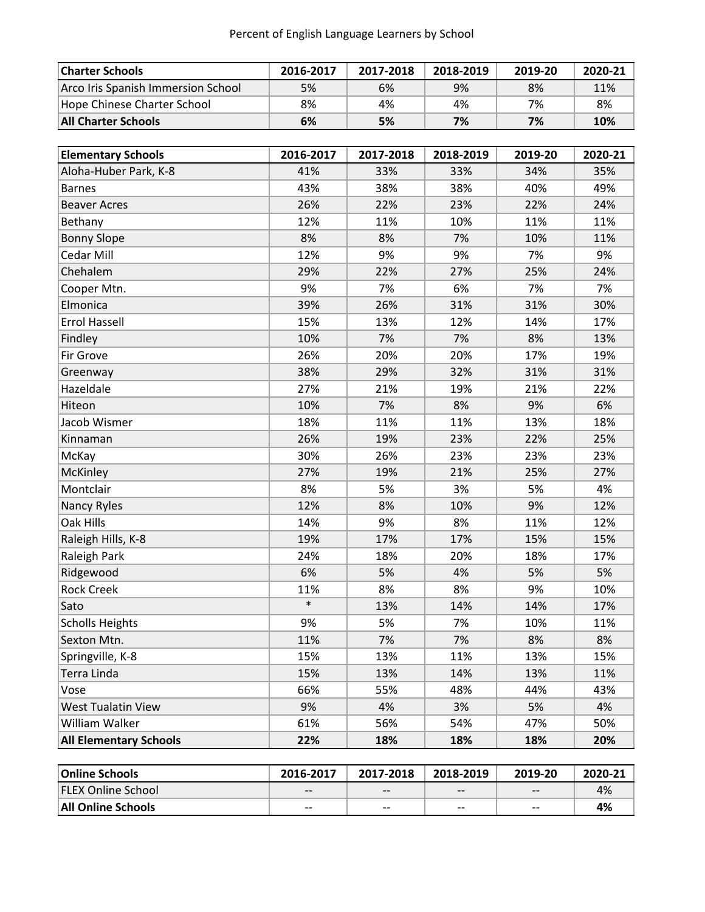Percent of English Language Learners by School

| Charter Schools | 2016-2017 | 2017-2018 | 2018-2019 | 2019-20 | 2020-21 |
|---|---|---|---|---|---|
| Arco Iris Spanish Immersion School | 5% | 6% | 9% | 8% | 11% |
| Hope Chinese Charter School | 8% | 4% | 4% | 7% | 8% |
| **All Charter Schools** | **6%** | **5%** | **7%** | **7%** | **10%** |

| Elementary Schools | 2016-2017 | 2017-2018 | 2018-2019 | 2019-20 | 2020-21 |
|---|---|---|---|---|---|
| Aloha-Huber Park, K-8 | 41% | 33% | 33% | 34% | 35% |
| Barnes | 43% | 38% | 38% | 40% | 49% |
| Beaver Acres | 26% | 22% | 23% | 22% | 24% |
| Bethany | 12% | 11% | 10% | 11% | 11% |
| Bonny Slope | 8% | 8% | 7% | 10% | 11% |
| Cedar Mill | 12% | 9% | 9% | 7% | 9% |
| Chehalem | 29% | 22% | 27% | 25% | 24% |
| Cooper Mtn. | 9% | 7% | 6% | 7% | 7% |
| Elmonica | 39% | 26% | 31% | 31% | 30% |
| Errol Hassell | 15% | 13% | 12% | 14% | 17% |
| Findley | 10% | 7% | 7% | 8% | 13% |
| Fir Grove | 26% | 20% | 20% | 17% | 19% |
| Greenway | 38% | 29% | 32% | 31% | 31% |
| Hazeldale | 27% | 21% | 19% | 21% | 22% |
| Hiteon | 10% | 7% | 8% | 9% | 6% |
| Jacob Wismer | 18% | 11% | 11% | 13% | 18% |
| Kinnaman | 26% | 19% | 23% | 22% | 25% |
| McKay | 30% | 26% | 23% | 23% | 23% |
| McKinley | 27% | 19% | 21% | 25% | 27% |
| Montclair | 8% | 5% | 3% | 5% | 4% |
| Nancy Ryles | 12% | 8% | 10% | 9% | 12% |
| Oak Hills | 14% | 9% | 8% | 11% | 12% |
| Raleigh Hills, K-8 | 19% | 17% | 17% | 15% | 15% |
| Raleigh Park | 24% | 18% | 20% | 18% | 17% |
| Ridgewood | 6% | 5% | 4% | 5% | 5% |
| Rock Creek | 11% | 8% | 8% | 9% | 10% |
| Sato | * | 13% | 14% | 14% | 17% |
| Scholls Heights | 9% | 5% | 7% | 10% | 11% |
| Sexton Mtn. | 11% | 7% | 7% | 8% | 8% |
| Springville, K-8 | 15% | 13% | 11% | 13% | 15% |
| Terra Linda | 15% | 13% | 14% | 13% | 11% |
| Vose | 66% | 55% | 48% | 44% | 43% |
| West Tualatin View | 9% | 4% | 3% | 5% | 4% |
| William Walker | 61% | 56% | 54% | 47% | 50% |
| **All Elementary Schools** | **22%** | **18%** | **18%** | **18%** | **20%** |

| Online Schools | 2016-2017 | 2017-2018 | 2018-2019 | 2019-20 | 2020-21 |
|---|---|---|---|---|---|
| FLEX Online School | -- | -- | -- | -- | 4% |
| **All Online Schools** | -- | -- | -- | -- | **4%** |